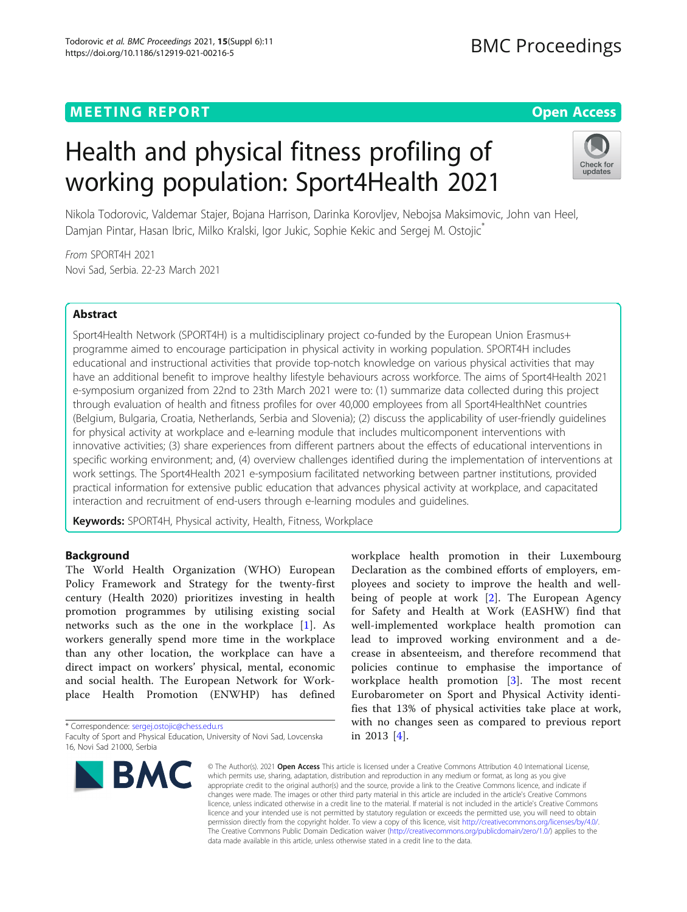MEETING REPORT

Open Access

# Health and physical fitness profiling of working population: Sport4Health 2021

Nikola Todorovic, Valdemar Stajer, Bojana Harrison, Darinka Korovljev, Nebojsa Maksimovic, John van Heel, Damjan Pintar, Hasan Ibric, Milko Kralski, Igor Jukic, Sophie Kekic and Sergej M. Ostojic*

*From* SPORT4H 2021
Novi Sad, Serbia. 22-23 March 2021

## Abstract

Sport4Health Network (SPORT4H) is a multidisciplinary project co-funded by the European Union Erasmus+ programme aimed to encourage participation in physical activity in working population. SPORT4H includes educational and instructional activities that provide top-notch knowledge on various physical activities that may have an additional benefit to improve healthy lifestyle behaviours across workforce. The aims of Sport4Health 2021 e-symposium organized from 22nd to 23th March 2021 were to: (1) summarize data collected during this project through evaluation of health and fitness profiles for over 40,000 employees from all Sport4HealthNet countries (Belgium, Bulgaria, Croatia, Netherlands, Serbia and Slovenia); (2) discuss the applicability of user-friendly guidelines for physical activity at workplace and e-learning module that includes multicomponent interventions with innovative activities; (3) share experiences from different partners about the effects of educational interventions in specific working environment; and, (4) overview challenges identified during the implementation of interventions at work settings. The Sport4Health 2021 e-symposium facilitated networking between partner institutions, provided practical information for extensive public education that advances physical activity at workplace, and capacitated interaction and recruitment of end-users through e-learning modules and guidelines.

**Keywords:** SPORT4H, Physical activity, Health, Fitness, Workplace

## Background

The World Health Organization (WHO) European Policy Framework and Strategy for the twenty-first century (Health 2020) prioritizes investing in health promotion programmes by utilising existing social networks such as the one in the workplace [1]. As workers generally spend more time in the workplace than any other location, the workplace can have a direct impact on workers' physical, mental, economic and social health. The European Network for Workplace Health Promotion (ENWHP) has defined workplace health promotion in their Luxembourg Declaration as the combined efforts of employers, employees and society to improve the health and well-being of people at work [2]. The European Agency for Safety and Health at Work (EASHW) find that well-implemented workplace health promotion can lead to improved working environment and a decrease in absenteeism, and therefore recommend that policies continue to emphasise the importance of workplace health promotion [3]. The most recent Eurobarometer on Sport and Physical Activity identifies that 13% of physical activities take place at work, with no changes seen as compared to previous report in 2013 [4].

* Correspondence: sergej.ostojic@chess.edu.rs
Faculty of Sport and Physical Education, University of Novi Sad, Lovcenska 16, Novi Sad 21000, Serbia

© The Author(s). 2021 **Open Access** This article is licensed under a Creative Commons Attribution 4.0 International License, which permits use, sharing, adaptation, distribution and reproduction in any medium or format, as long as you give appropriate credit to the original author(s) and the source, provide a link to the Creative Commons licence, and indicate if changes were made. The images or other third party material in this article are included in the article's Creative Commons licence, unless indicated otherwise in a credit line to the material. If material is not included in the article's Creative Commons licence and your intended use is not permitted by statutory regulation or exceeds the permitted use, you will need to obtain permission directly from the copyright holder. To view a copy of this licence, visit http://creativecommons.org/licenses/by/4.0/. The Creative Commons Public Domain Dedication waiver (http://creativecommons.org/publicdomain/zero/1.0/) applies to the data made available in this article, unless otherwise stated in a credit line to the data.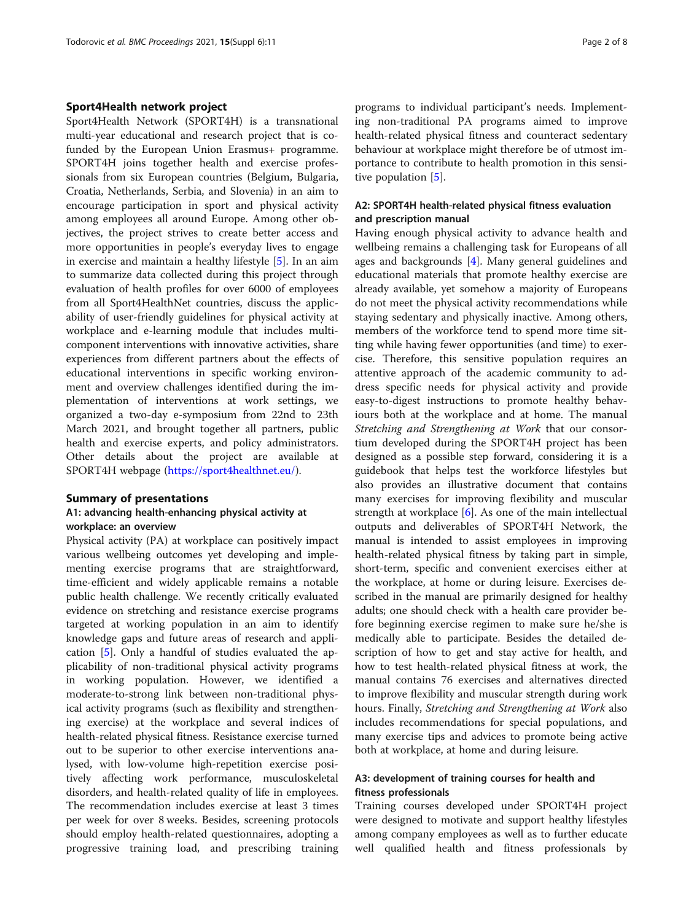## Sport4Health network project

Sport4Health Network (SPORT4H) is a transnational multi-year educational and research project that is co-funded by the European Union Erasmus+ programme. SPORT4H joins together health and exercise professionals from six European countries (Belgium, Bulgaria, Croatia, Netherlands, Serbia, and Slovenia) in an aim to encourage participation in sport and physical activity among employees all around Europe. Among other objectives, the project strives to create better access and more opportunities in people's everyday lives to engage in exercise and maintain a healthy lifestyle [5]. In an aim to summarize data collected during this project through evaluation of health profiles for over 6000 of employees from all Sport4HealthNet countries, discuss the applicability of user-friendly guidelines for physical activity at workplace and e-learning module that includes multi-component interventions with innovative activities, share experiences from different partners about the effects of educational interventions in specific working environment and overview challenges identified during the implementation of interventions at work settings, we organized a two-day e-symposium from 22nd to 23th March 2021, and brought together all partners, public health and exercise experts, and policy administrators. Other details about the project are available at SPORT4H webpage (https://sport4healthnet.eu/).

## Summary of presentations

### A1: advancing health-enhancing physical activity at workplace: an overview

Physical activity (PA) at workplace can positively impact various wellbeing outcomes yet developing and implementing exercise programs that are straightforward, time-efficient and widely applicable remains a notable public health challenge. We recently critically evaluated evidence on stretching and resistance exercise programs targeted at working population in an aim to identify knowledge gaps and future areas of research and application [5]. Only a handful of studies evaluated the applicability of non-traditional physical activity programs in working population. However, we identified a moderate-to-strong link between non-traditional physical activity programs (such as flexibility and strengthening exercise) at the workplace and several indices of health-related physical fitness. Resistance exercise turned out to be superior to other exercise interventions analysed, with low-volume high-repetition exercise positively affecting work performance, musculoskeletal disorders, and health-related quality of life in employees. The recommendation includes exercise at least 3 times per week for over 8 weeks. Besides, screening protocols should employ health-related questionnaires, adopting a progressive training load, and prescribing training programs to individual participant's needs. Implementing non-traditional PA programs aimed to improve health-related physical fitness and counteract sedentary behaviour at workplace might therefore be of utmost importance to contribute to health promotion in this sensitive population [5].

### A2: SPORT4H health-related physical fitness evaluation and prescription manual

Having enough physical activity to advance health and wellbeing remains a challenging task for Europeans of all ages and backgrounds [4]. Many general guidelines and educational materials that promote healthy exercise are already available, yet somehow a majority of Europeans do not meet the physical activity recommendations while staying sedentary and physically inactive. Among others, members of the workforce tend to spend more time sitting while having fewer opportunities (and time) to exercise. Therefore, this sensitive population requires an attentive approach of the academic community to address specific needs for physical activity and provide easy-to-digest instructions to promote healthy behaviours both at the workplace and at home. The manual *Stretching and Strengthening at Work* that our consortium developed during the SPORT4H project has been designed as a possible step forward, considering it is a guidebook that helps test the workforce lifestyles but also provides an illustrative document that contains many exercises for improving flexibility and muscular strength at workplace [6]. As one of the main intellectual outputs and deliverables of SPORT4H Network, the manual is intended to assist employees in improving health-related physical fitness by taking part in simple, short-term, specific and convenient exercises either at the workplace, at home or during leisure. Exercises described in the manual are primarily designed for healthy adults; one should check with a health care provider before beginning exercise regimen to make sure he/she is medically able to participate. Besides the detailed description of how to get and stay active for health, and how to test health-related physical fitness at work, the manual contains 76 exercises and alternatives directed to improve flexibility and muscular strength during work hours. Finally, *Stretching and Strengthening at Work* also includes recommendations for special populations, and many exercise tips and advices to promote being active both at workplace, at home and during leisure.

### A3: development of training courses for health and fitness professionals

Training courses developed under SPORT4H project were designed to motivate and support healthy lifestyles among company employees as well as to further educate well qualified health and fitness professionals by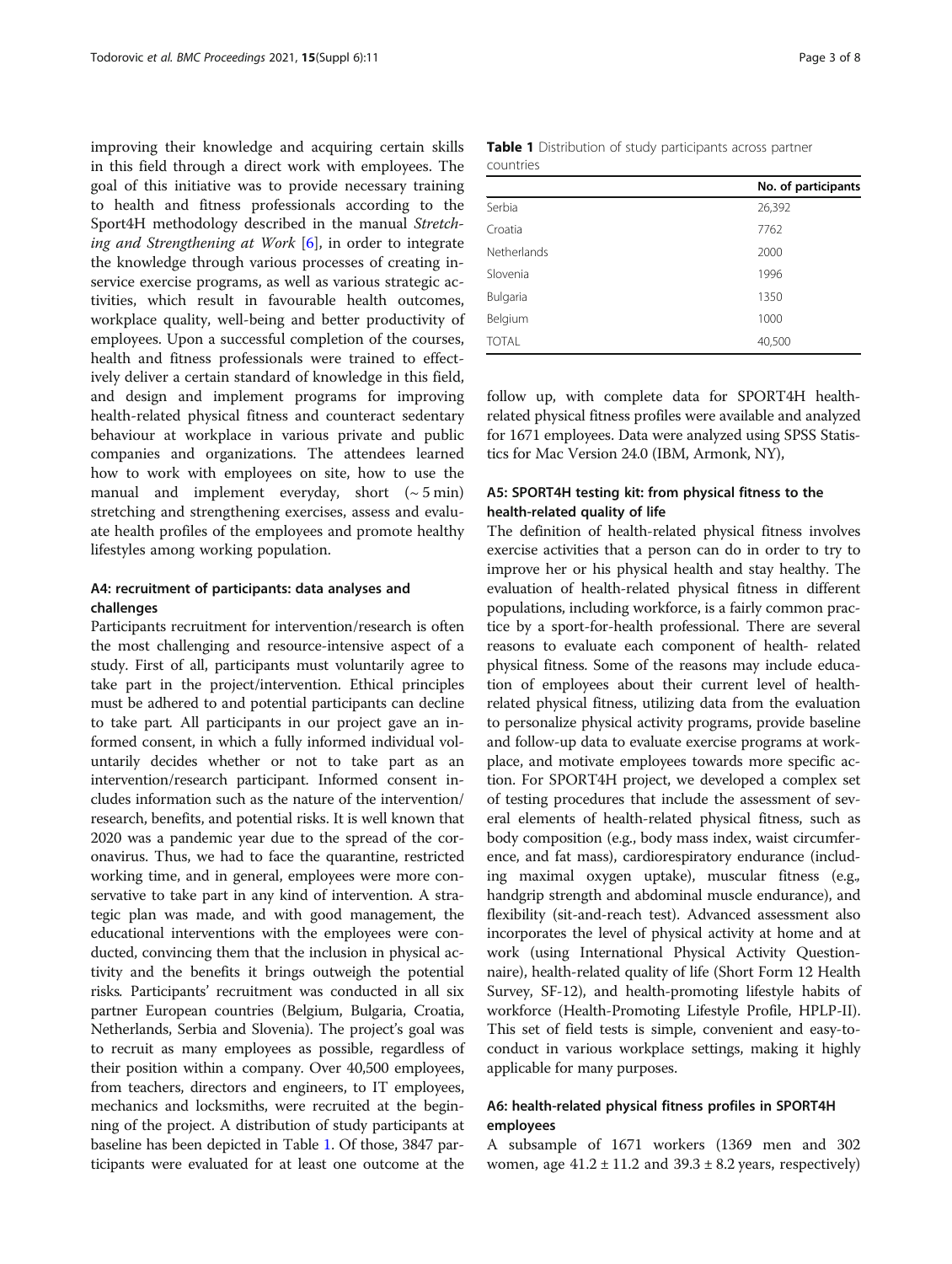improving their knowledge and acquiring certain skills in this field through a direct work with employees. The goal of this initiative was to provide necessary training to health and fitness professionals according to the Sport4H methodology described in the manual *Stretching and Strengthening at Work* [6], in order to integrate the knowledge through various processes of creating in-service exercise programs, as well as various strategic activities, which result in favourable health outcomes, workplace quality, well-being and better productivity of employees. Upon a successful completion of the courses, health and fitness professionals were trained to effectively deliver a certain standard of knowledge in this field, and design and implement programs for improving health-related physical fitness and counteract sedentary behaviour at workplace in various private and public companies and organizations. The attendees learned how to work with employees on site, how to use the manual and implement everyday, short (~ 5 min) stretching and strengthening exercises, assess and evaluate health profiles of the employees and promote healthy lifestyles among working population.

### A4: recruitment of participants: data analyses and challenges

Participants recruitment for intervention/research is often the most challenging and resource-intensive aspect of a study. First of all, participants must voluntarily agree to take part in the project/intervention. Ethical principles must be adhered to and potential participants can decline to take part. All participants in our project gave an informed consent, in which a fully informed individual voluntarily decides whether or not to take part as an intervention/research participant. Informed consent includes information such as the nature of the intervention/research, benefits, and potential risks. It is well known that 2020 was a pandemic year due to the spread of the coronavirus. Thus, we had to face the quarantine, restricted working time, and in general, employees were more conservative to take part in any kind of intervention. A strategic plan was made, and with good management, the educational interventions with the employees were conducted, convincing them that the inclusion in physical activity and the benefits it brings outweigh the potential risks. Participants' recruitment was conducted in all six partner European countries (Belgium, Bulgaria, Croatia, Netherlands, Serbia and Slovenia). The project's goal was to recruit as many employees as possible, regardless of their position within a company. Over 40,500 employees, from teachers, directors and engineers, to IT employees, mechanics and locksmiths, were recruited at the beginning of the project. A distribution of study participants at baseline has been depicted in Table 1. Of those, 3847 participants were evaluated for at least one outcome at the follow up, with complete data for SPORT4H health-related physical fitness profiles were available and analyzed for 1671 employees. Data were analyzed using SPSS Statistics for Mac Version 24.0 (IBM, Armonk, NY),

**Table 1** Distribution of study participants across partner countries

| | No. of participants |
|---|---|
| Serbia | 26,392 |
| Croatia | 7762 |
| Netherlands | 2000 |
| Slovenia | 1996 |
| Bulgaria | 1350 |
| Belgium | 1000 |
| TOTAL | 40,500 |

### A5: SPORT4H testing kit: from physical fitness to the health-related quality of life

The definition of health-related physical fitness involves exercise activities that a person can do in order to try to improve her or his physical health and stay healthy. The evaluation of health-related physical fitness in different populations, including workforce, is a fairly common practice by a sport-for-health professional. There are several reasons to evaluate each component of health- related physical fitness. Some of the reasons may include education of employees about their current level of health-related physical fitness, utilizing data from the evaluation to personalize physical activity programs, provide baseline and follow-up data to evaluate exercise programs at workplace, and motivate employees towards more specific action. For SPORT4H project, we developed a complex set of testing procedures that include the assessment of several elements of health-related physical fitness, such as body composition (e.g., body mass index, waist circumference, and fat mass), cardiorespiratory endurance (including maximal oxygen uptake), muscular fitness (e.g., handgrip strength and abdominal muscle endurance), and flexibility (sit-and-reach test). Advanced assessment also incorporates the level of physical activity at home and at work (using International Physical Activity Questionnaire), health-related quality of life (Short Form 12 Health Survey, SF-12), and health-promoting lifestyle habits of workforce (Health-Promoting Lifestyle Profile, HPLP-II). This set of field tests is simple, convenient and easy-to-conduct in various workplace settings, making it highly applicable for many purposes.

### A6: health-related physical fitness profiles in SPORT4H employees

A subsample of 1671 workers (1369 men and 302 women, age $41.2 \pm 11.2$ and $39.3 \pm 8.2$ years, respectively)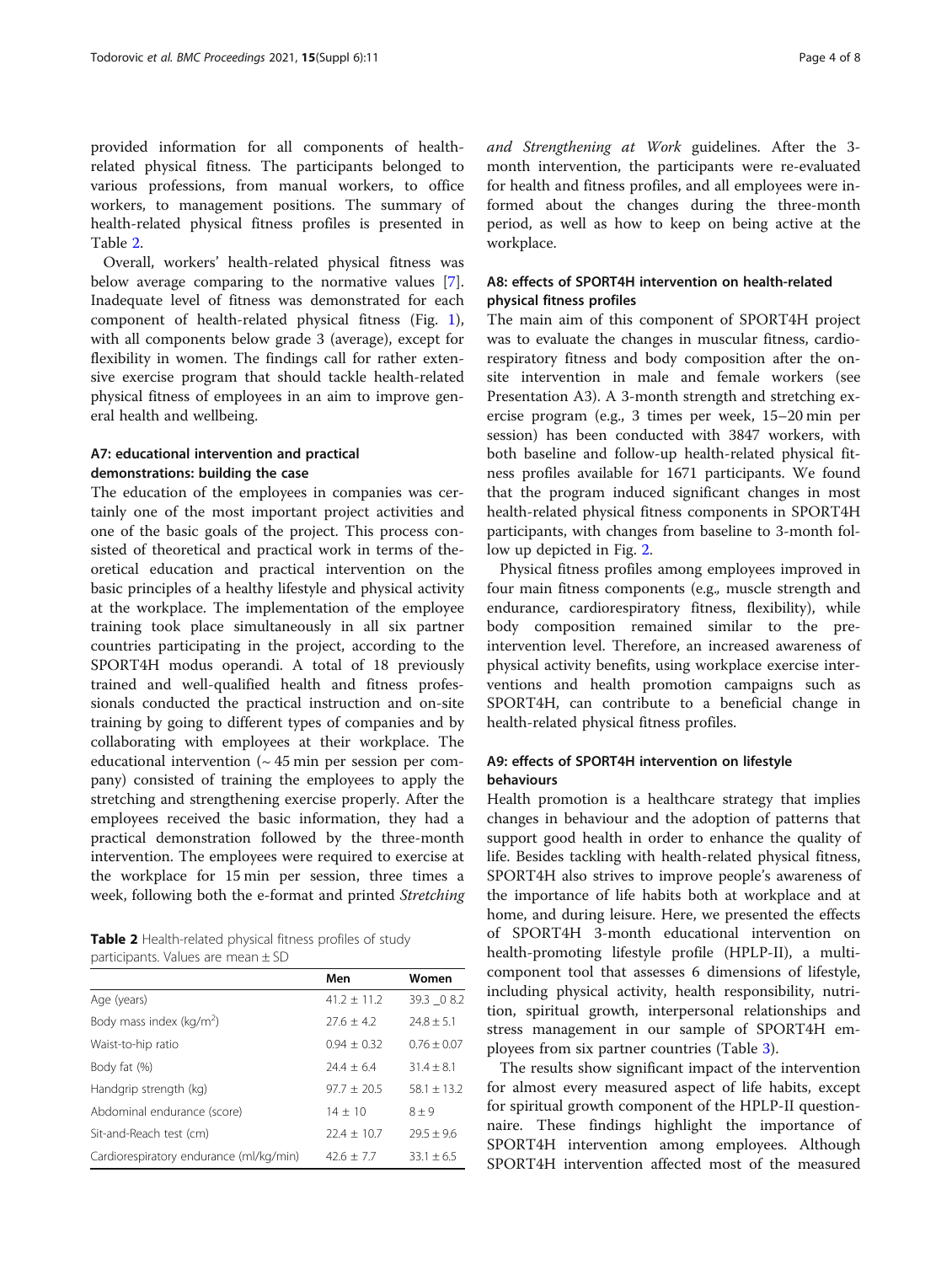provided information for all components of health-related physical fitness. The participants belonged to various professions, from manual workers, to office workers, to management positions. The summary of health-related physical fitness profiles is presented in Table 2.

Overall, workers' health-related physical fitness was below average comparing to the normative values [7]. Inadequate level of fitness was demonstrated for each component of health-related physical fitness (Fig. 1), with all components below grade 3 (average), except for flexibility in women. The findings call for rather extensive exercise program that should tackle health-related physical fitness of employees in an aim to improve general health and wellbeing.

## A7: educational intervention and practical demonstrations: building the case

The education of the employees in companies was certainly one of the most important project activities and one of the basic goals of the project. This process consisted of theoretical and practical work in terms of theoretical education and practical intervention on the basic principles of a healthy lifestyle and physical activity at the workplace. The implementation of the employee training took place simultaneously in all six partner countries participating in the project, according to the SPORT4H modus operandi. A total of 18 previously trained and well-qualified health and fitness professionals conducted the practical instruction and on-site training by going to different types of companies and by collaborating with employees at their workplace. The educational intervention (~ 45 min per session per company) consisted of training the employees to apply the stretching and strengthening exercise properly. After the employees received the basic information, they had a practical demonstration followed by the three-month intervention. The employees were required to exercise at the workplace for 15 min per session, three times a week, following both the e-format and printed *Stretching and Strengthening at Work* guidelines. After the 3-month intervention, the participants were re-evaluated for health and fitness profiles, and all employees were informed about the changes during the three-month period, as well as how to keep on being active at the workplace.

**Table 2** Health-related physical fitness profiles of study participants. Values are mean ± SD

| | Men | Women |
|---|---|---|
| Age (years) | 41.2 ± 11.2 | 39.3 _0 8.2 |
| Body mass index (kg/m$^2$) | 27.6 ± 4.2 | 24.8 ± 5.1 |
| Waist-to-hip ratio | 0.94 ± 0.32 | 0.76 ± 0.07 |
| Body fat (%) | 24.4 ± 6.4 | 31.4 ± 8.1 |
| Handgrip strength (kg) | 97.7 ± 20.5 | 58.1 ± 13.2 |
| Abdominal endurance (score) | 14 ± 10 | 8 ± 9 |
| Sit-and-Reach test (cm) | 22.4 ± 10.7 | 29.5 ± 9.6 |
| Cardiorespiratory endurance (ml/kg/min) | 42.6 ± 7.7 | 33.1 ± 6.5 |

## A8: effects of SPORT4H intervention on health-related physical fitness profiles

The main aim of this component of SPORT4H project was to evaluate the changes in muscular fitness, cardiorespiratory fitness and body composition after the on-site intervention in male and female workers (see Presentation A3). A 3-month strength and stretching exercise program (e.g., 3 times per week, 15–20 min per session) has been conducted with 3847 workers, with both baseline and follow-up health-related physical fitness profiles available for 1671 participants. We found that the program induced significant changes in most health-related physical fitness components in SPORT4H participants, with changes from baseline to 3-month follow up depicted in Fig. 2.

Physical fitness profiles among employees improved in four main fitness components (e.g., muscle strength and endurance, cardiorespiratory fitness, flexibility), while body composition remained similar to the pre-intervention level. Therefore, an increased awareness of physical activity benefits, using workplace exercise interventions and health promotion campaigns such as SPORT4H, can contribute to a beneficial change in health-related physical fitness profiles.

## A9: effects of SPORT4H intervention on lifestyle behaviours

Health promotion is a healthcare strategy that implies changes in behaviour and the adoption of patterns that support good health in order to enhance the quality of life. Besides tackling with health-related physical fitness, SPORT4H also strives to improve people's awareness of the importance of life habits both at workplace and at home, and during leisure. Here, we presented the effects of SPORT4H 3-month educational intervention on health-promoting lifestyle profile (HPLP-II), a multi-component tool that assesses 6 dimensions of lifestyle, including physical activity, health responsibility, nutrition, spiritual growth, interpersonal relationships and stress management in our sample of SPORT4H employees from six partner countries (Table 3).

The results show significant impact of the intervention for almost every measured aspect of life habits, except for spiritual growth component of the HPLP-II questionnaire. These findings highlight the importance of SPORT4H intervention among employees. Although SPORT4H intervention affected most of the measured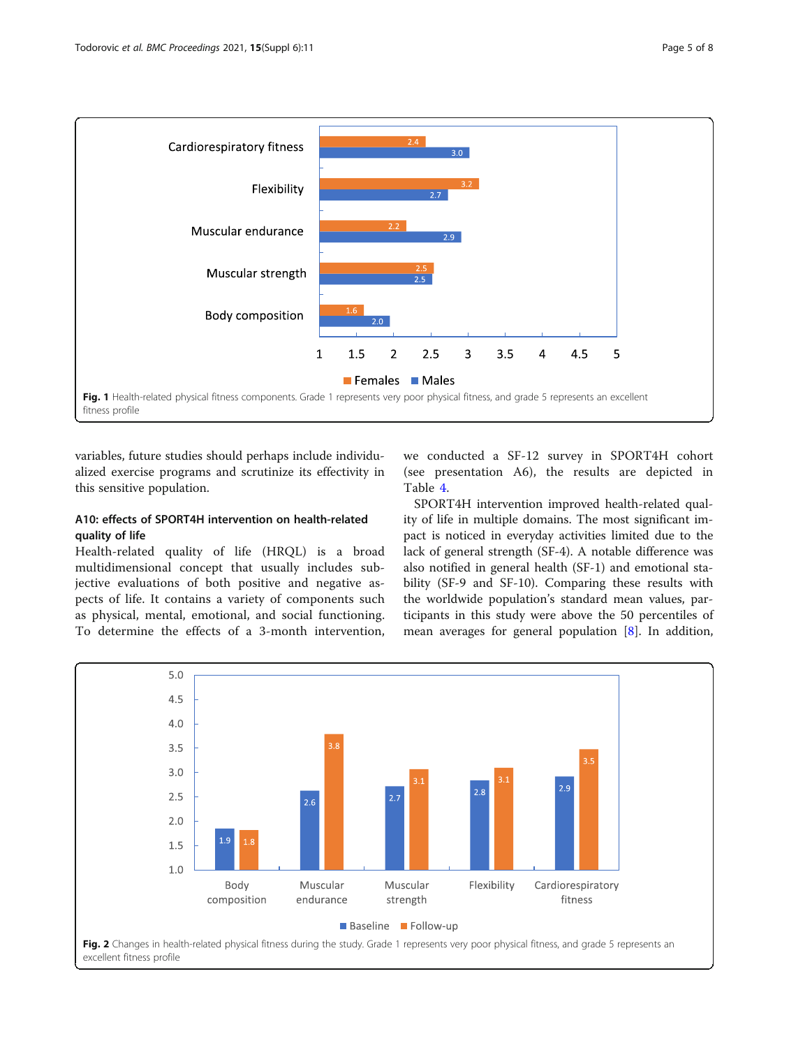Fig. 1 Health-related physical fitness components. Grade 1 represents very poor physical fitness, and grade 5 represents an excellent fitness profile

variables, future studies should perhaps include individualized exercise programs and scrutinize its effectivity in this sensitive population.

### A10: effects of SPORT4H intervention on health-related quality of life

Health-related quality of life (HRQL) is a broad multidimensional concept that usually includes subjective evaluations of both positive and negative aspects of life. It contains a variety of components such as physical, mental, emotional, and social functioning. To determine the effects of a 3-month intervention, we conducted a SF-12 survey in SPORT4H cohort (see presentation A6), the results are depicted in Table 4.

SPORT4H intervention improved health-related quality of life in multiple domains. The most significant impact is noticed in everyday activities limited due to the lack of general strength (SF-4). A notable difference was also notified in general health (SF-1) and emotional stability (SF-9 and SF-10). Comparing these results with the worldwide population's standard mean values, participants in this study were above the 50 percentiles of mean averages for general population [8]. In addition,

Fig. 2 Changes in health-related physical fitness during the study. Grade 1 represents very poor physical fitness, and grade 5 represents an excellent fitness profile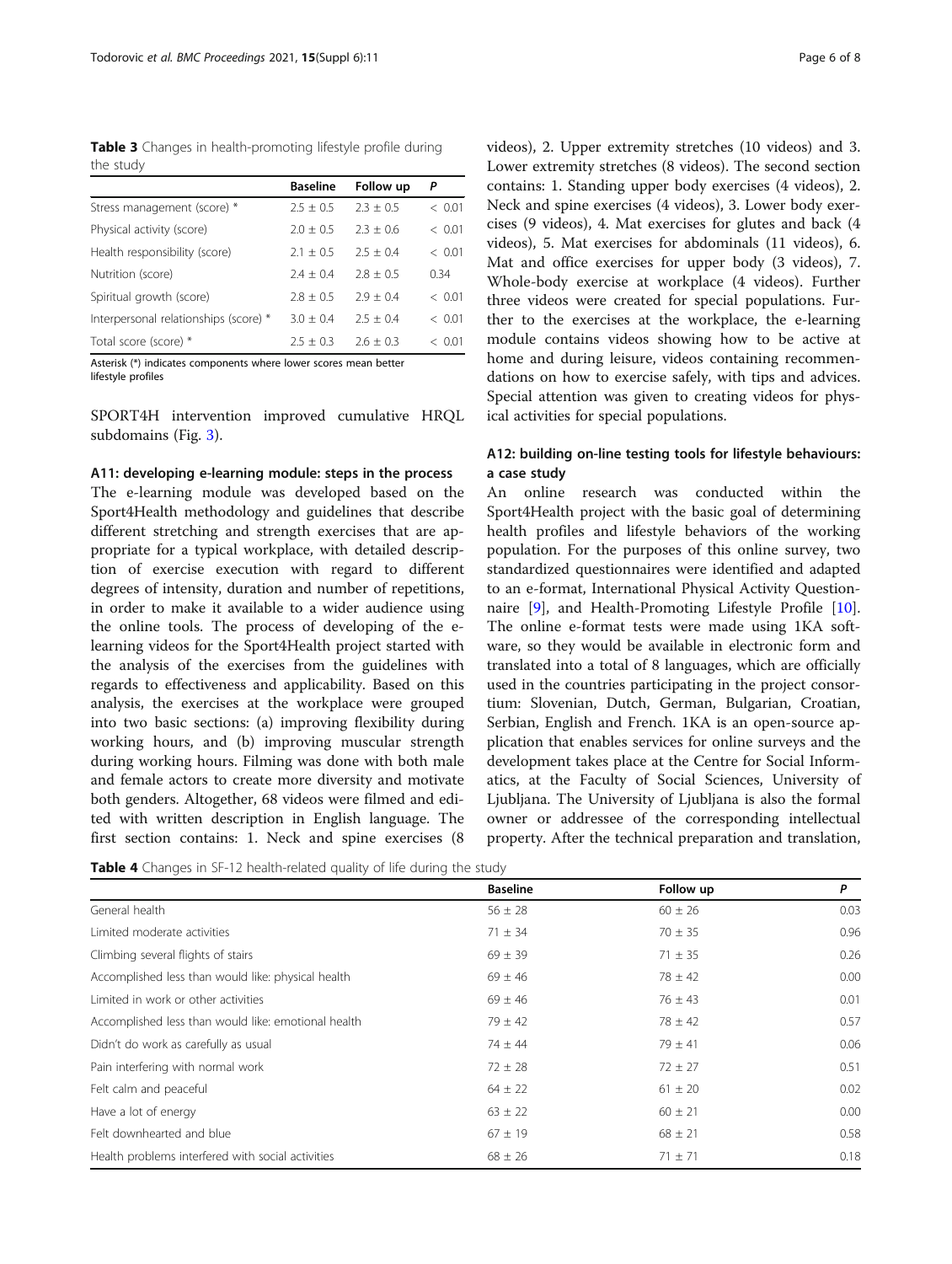**Table 3** Changes in health-promoting lifestyle profile during the study

| | Baseline | Follow up | P |
|---|---|---|---|
| Stress management (score) * | 2.5 ± 0.5 | 2.3 ± 0.5 | < 0.01 |
| Physical activity (score) | 2.0 ± 0.5 | 2.3 ± 0.6 | < 0.01 |
| Health responsibility (score) | 2.1 ± 0.5 | 2.5 ± 0.4 | < 0.01 |
| Nutrition (score) | 2.4 ± 0.4 | 2.8 ± 0.5 | 0.34 |
| Spiritual growth (score) | 2.8 ± 0.5 | 2.9 ± 0.4 | < 0.01 |
| Interpersonal relationships (score) * | 3.0 ± 0.4 | 2.5 ± 0.4 | < 0.01 |
| Total score (score) * | 2.5 ± 0.3 | 2.6 ± 0.3 | < 0.01 |

Asterisk (*) indicates components where lower scores mean better lifestyle profiles

SPORT4H intervention improved cumulative HRQL subdomains (Fig. 3).

### A11: developing e-learning module: steps in the process

The e-learning module was developed based on the Sport4Health methodology and guidelines that describe different stretching and strength exercises that are appropriate for a typical workplace, with detailed description of exercise execution with regard to different degrees of intensity, duration and number of repetitions, in order to make it available to a wider audience using the online tools. The process of developing of the e-learning videos for the Sport4Health project started with the analysis of the exercises from the guidelines with regards to effectiveness and applicability. Based on this analysis, the exercises at the workplace were grouped into two basic sections: (a) improving flexibility during working hours, and (b) improving muscular strength during working hours. Filming was done with both male and female actors to create more diversity and motivate both genders. Altogether, 68 videos were filmed and edited with written description in English language. The first section contains: 1. Neck and spine exercises (8 videos), 2. Upper extremity stretches (10 videos) and 3. Lower extremity stretches (8 videos). The second section contains: 1. Standing upper body exercises (4 videos), 2. Neck and spine exercises (4 videos), 3. Lower body exercises (9 videos), 4. Mat exercises for glutes and back (4 videos), 5. Mat exercises for abdominals (11 videos), 6. Mat and office exercises for upper body (3 videos), 7. Whole-body exercise at workplace (4 videos). Further three videos were created for special populations. Further to the exercises at the workplace, the e-learning module contains videos showing how to be active at home and during leisure, videos containing recommendations on how to exercise safely, with tips and advices. Special attention was given to creating videos for physical activities for special populations.

### A12: building on-line testing tools for lifestyle behaviours: a case study

An online research was conducted within the Sport4Health project with the basic goal of determining health profiles and lifestyle behaviors of the working population. For the purposes of this online survey, two standardized questionnaires were identified and adapted to an e-format, International Physical Activity Questionnaire [9], and Health-Promoting Lifestyle Profile [10]. The online e-format tests were made using 1KA software, so they would be available in electronic form and translated into a total of 8 languages, which are officially used in the countries participating in the project consortium: Slovenian, Dutch, German, Bulgarian, Croatian, Serbian, English and French. 1KA is an open-source application that enables services for online surveys and the development takes place at the Centre for Social Informatics, at the Faculty of Social Sciences, University of Ljubljana. The University of Ljubljana is also the formal owner or addressee of the corresponding intellectual property. After the technical preparation and translation,

**Table 4** Changes in SF-12 health-related quality of life during the study

| | Baseline | Follow up | P |
|---|---|---|---|
| General health | 56 ± 28 | 60 ± 26 | 0.03 |
| Limited moderate activities | 71 ± 34 | 70 ± 35 | 0.96 |
| Climbing several flights of stairs | 69 ± 39 | 71 ± 35 | 0.26 |
| Accomplished less than would like: physical health | 69 ± 46 | 78 ± 42 | 0.00 |
| Limited in work or other activities | 69 ± 46 | 76 ± 43 | 0.01 |
| Accomplished less than would like: emotional health | 79 ± 42 | 78 ± 42 | 0.57 |
| Didn't do work as carefully as usual | 74 ± 44 | 79 ± 41 | 0.06 |
| Pain interfering with normal work | 72 ± 28 | 72 ± 27 | 0.51 |
| Felt calm and peaceful | 64 ± 22 | 61 ± 20 | 0.02 |
| Have a lot of energy | 63 ± 22 | 60 ± 21 | 0.00 |
| Felt downhearted and blue | 67 ± 19 | 68 ± 21 | 0.58 |
| Health problems interfered with social activities | 68 ± 26 | 71 ± 71 | 0.18 |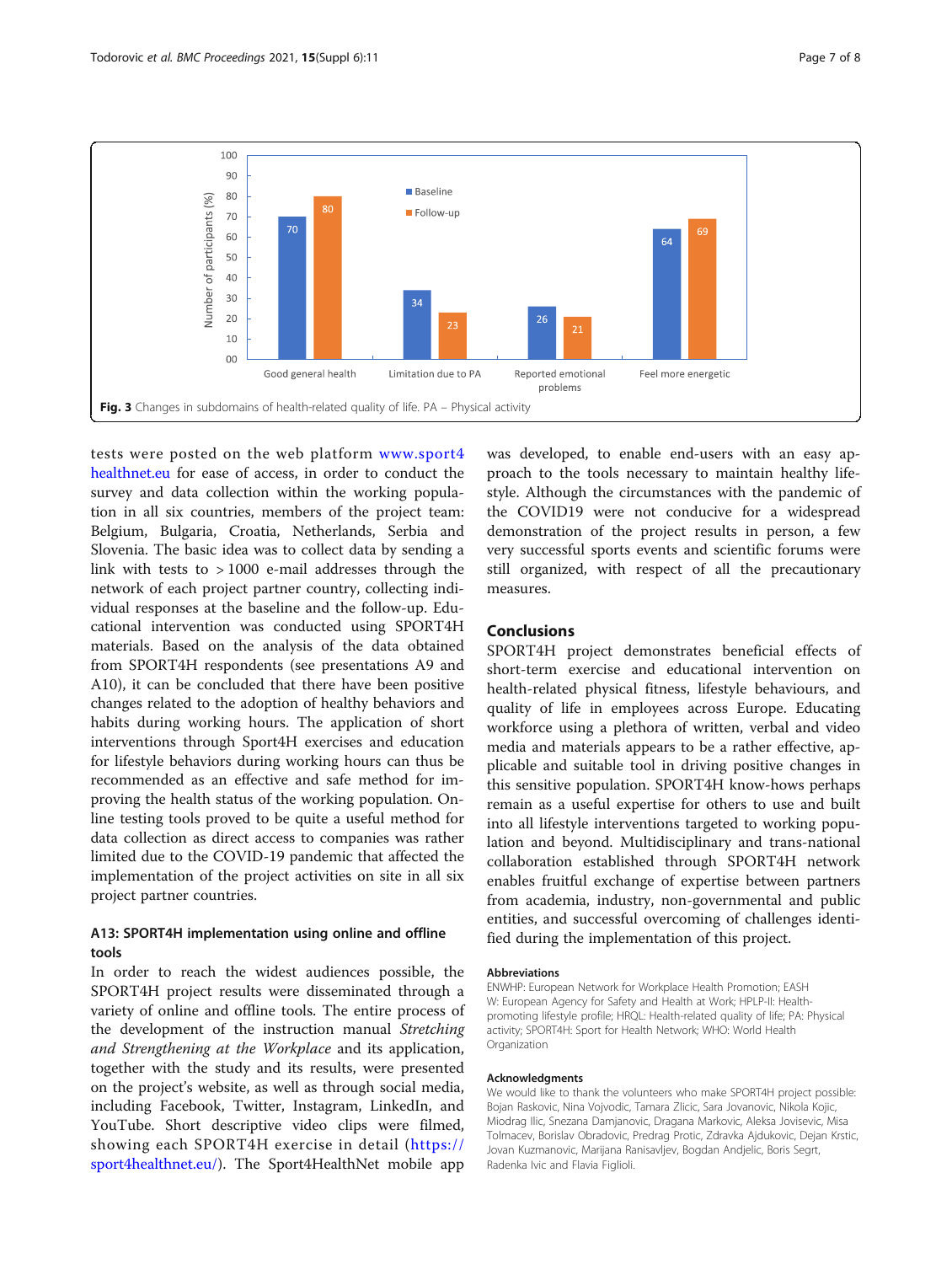Fig. 3 Changes in subdomains of health-related quality of life. PA – Physical activity

tests were posted on the web platform www.sport4healthnet.eu for ease of access, in order to conduct the survey and data collection within the working population in all six countries, members of the project team: Belgium, Bulgaria, Croatia, Netherlands, Serbia and Slovenia. The basic idea was to collect data by sending a link with tests to > 1000 e-mail addresses through the network of each project partner country, collecting individual responses at the baseline and the follow-up. Educational intervention was conducted using SPORT4H materials. Based on the analysis of the data obtained from SPORT4H respondents (see presentations A9 and A10), it can be concluded that there have been positive changes related to the adoption of healthy behaviors and habits during working hours. The application of short interventions through Sport4H exercises and education for lifestyle behaviors during working hours can thus be recommended as an effective and safe method for improving the health status of the working population. Online testing tools proved to be quite a useful method for data collection as direct access to companies was rather limited due to the COVID-19 pandemic that affected the implementation of the project activities on site in all six project partner countries.

### A13: SPORT4H implementation using online and offline tools

In order to reach the widest audiences possible, the SPORT4H project results were disseminated through a variety of online and offline tools. The entire process of the development of the instruction manual *Stretching and Strengthening at the Workplace* and its application, together with the study and its results, were presented on the project's website, as well as through social media, including Facebook, Twitter, Instagram, LinkedIn, and YouTube. Short descriptive video clips were filmed, showing each SPORT4H exercise in detail (https://sport4healthnet.eu/). The Sport4HealthNet mobile app was developed, to enable end-users with an easy approach to the tools necessary to maintain healthy lifestyle. Although the circumstances with the pandemic of the COVID19 were not conducive for a widespread demonstration of the project results in person, a few very successful sports events and scientific forums were still organized, with respect of all the precautionary measures.

## Conclusions

SPORT4H project demonstrates beneficial effects of short-term exercise and educational intervention on health-related physical fitness, lifestyle behaviours, and quality of life in employees across Europe. Educating workforce using a plethora of written, verbal and video media and materials appears to be a rather effective, applicable and suitable tool in driving positive changes in this sensitive population. SPORT4H know-hows perhaps remain as a useful expertise for others to use and built into all lifestyle interventions targeted to working population and beyond. Multidisciplinary and trans-national collaboration established through SPORT4H network enables fruitful exchange of expertise between partners from academia, industry, non-governmental and public entities, and successful overcoming of challenges identified during the implementation of this project.

### Abbreviations

ENWHP: European Network for Workplace Health Promotion; EASHW: European Agency for Safety and Health at Work; HPLP-II: Health-promoting lifestyle profile; HRQL: Health-related quality of life; PA: Physical activity; SPORT4H: Sport for Health Network; WHO: World Health Organization

### Acknowledgments

We would like to thank the volunteers who make SPORT4H project possible: Bojan Raskovic, Nina Vojvodic, Tamara Zlicic, Sara Jovanovic, Nikola Kojic, Miodrag Ilic, Snezana Damjanovic, Dragana Markovic, Aleksa Jovisevic, Misa Tolmacev, Borislav Obradovic, Predrag Protic, Zdravka Ajdukovic, Dejan Krstic, Jovan Kuzmanovic, Marijana Ranisavljev, Bogdan Andjelic, Boris Segrt, Radenka Ivic and Flavia Figlioli.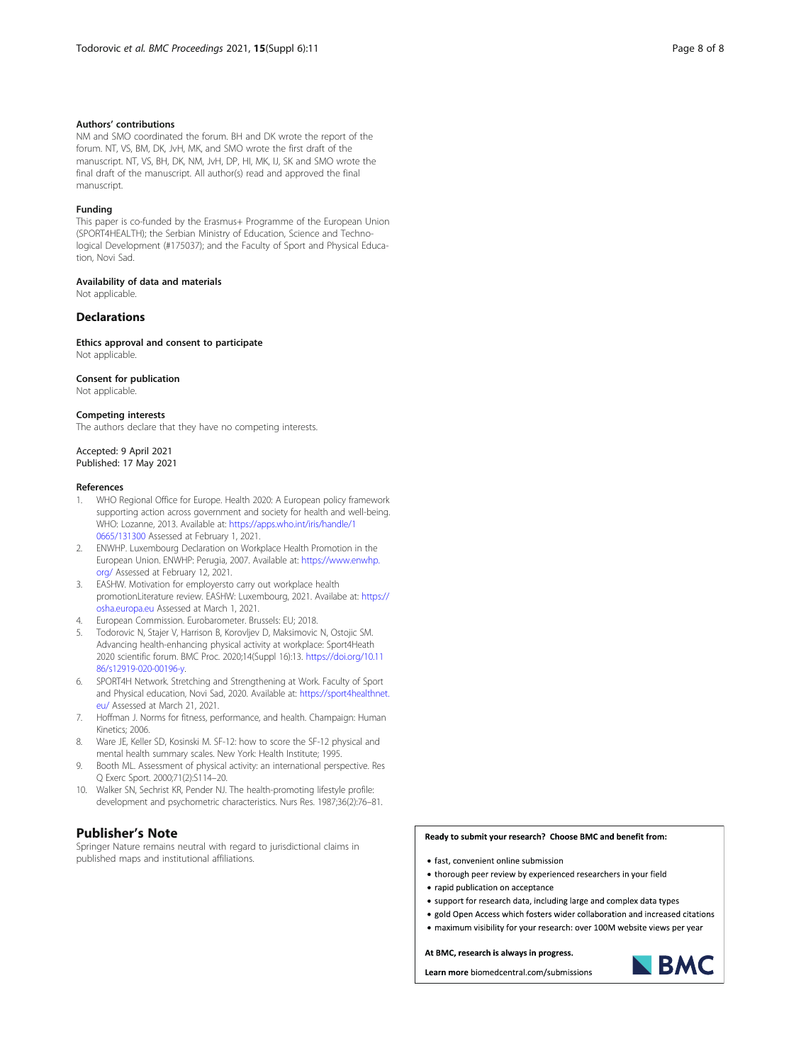### Authors' contributions

NM and SMO coordinated the forum. BH and DK wrote the report of the forum. NT, VS, BM, DK, JvH, MK, and SMO wrote the first draft of the manuscript. NT, VS, BH, DK, NM, JvH, DP, HI, MK, IJ, SK and SMO wrote the final draft of the manuscript. All author(s) read and approved the final manuscript.

### Funding

This paper is co-funded by the Erasmus+ Programme of the European Union (SPORT4HEALTH); the Serbian Ministry of Education, Science and Technological Development (#175037); and the Faculty of Sport and Physical Education, Novi Sad.

### Availability of data and materials

Not applicable.

## Declarations

### Ethics approval and consent to participate

Not applicable.

### Consent for publication

Not applicable.

### Competing interests

The authors declare that they have no competing interests.

Accepted: 9 April 2021
Published: 17 May 2021

### References

1. WHO Regional Office for Europe. Health 2020: A European policy framework supporting action across government and society for health and well-being. WHO: Lozanne, 2013. Available at: https://apps.who.int/iris/handle/10665/131300 Assessed at February 1, 2021.
2. ENWHP. Luxembourg Declaration on Workplace Health Promotion in the European Union. ENWHP: Perugia, 2007. Available at: https://www.enwhp.org/ Assessed at February 12, 2021.
3. EASHW. Motivation for employersto carry out workplace health promotionLiterature review. EASHW: Luxembourg, 2021. Availabe at: https://osha.europa.eu Assessed at March 1, 2021.
4. European Commission. Eurobarometer. Brussels: EU; 2018.
5. Todorovic N, Stajer V, Harrison B, Korovljev D, Maksimovic N, Ostojic SM. Advancing health-enhancing physical activity at workplace: Sport4Heath 2020 scientific forum. BMC Proc. 2020;14(Suppl 16):13. https://doi.org/10.1186/s12919-020-00196-y.
6. SPORT4H Network. Stretching and Strengthening at Work. Faculty of Sport and Physical education, Novi Sad, 2020. Available at: https://sport4healthnet.eu/ Assessed at March 21, 2021.
7. Hoffman J. Norms for fitness, performance, and health. Champaign: Human Kinetics; 2006.
8. Ware JE, Keller SD, Kosinski M. SF-12: how to score the SF-12 physical and mental health summary scales. New York: Health Institute; 1995.
9. Booth ML. Assessment of physical activity: an international perspective. Res Q Exerc Sport. 2000;71(2):S114–20.
10. Walker SN, Sechrist KR, Pender NJ. The health-promoting lifestyle profile: development and psychometric characteristics. Nurs Res. 1987;36(2):76–81.

## Publisher's Note

Springer Nature remains neutral with regard to jurisdictional claims in published maps and institutional affiliations.

**Ready to submit your research? Choose BMC and benefit from:**

- fast, convenient online submission
- thorough peer review by experienced researchers in your field
- rapid publication on acceptance
- support for research data, including large and complex data types
- gold Open Access which fosters wider collaboration and increased citations
- maximum visibility for your research: over 100M website views per year

**At BMC, research is always in progress.**

**Learn more** biomedcentral.com/submissions